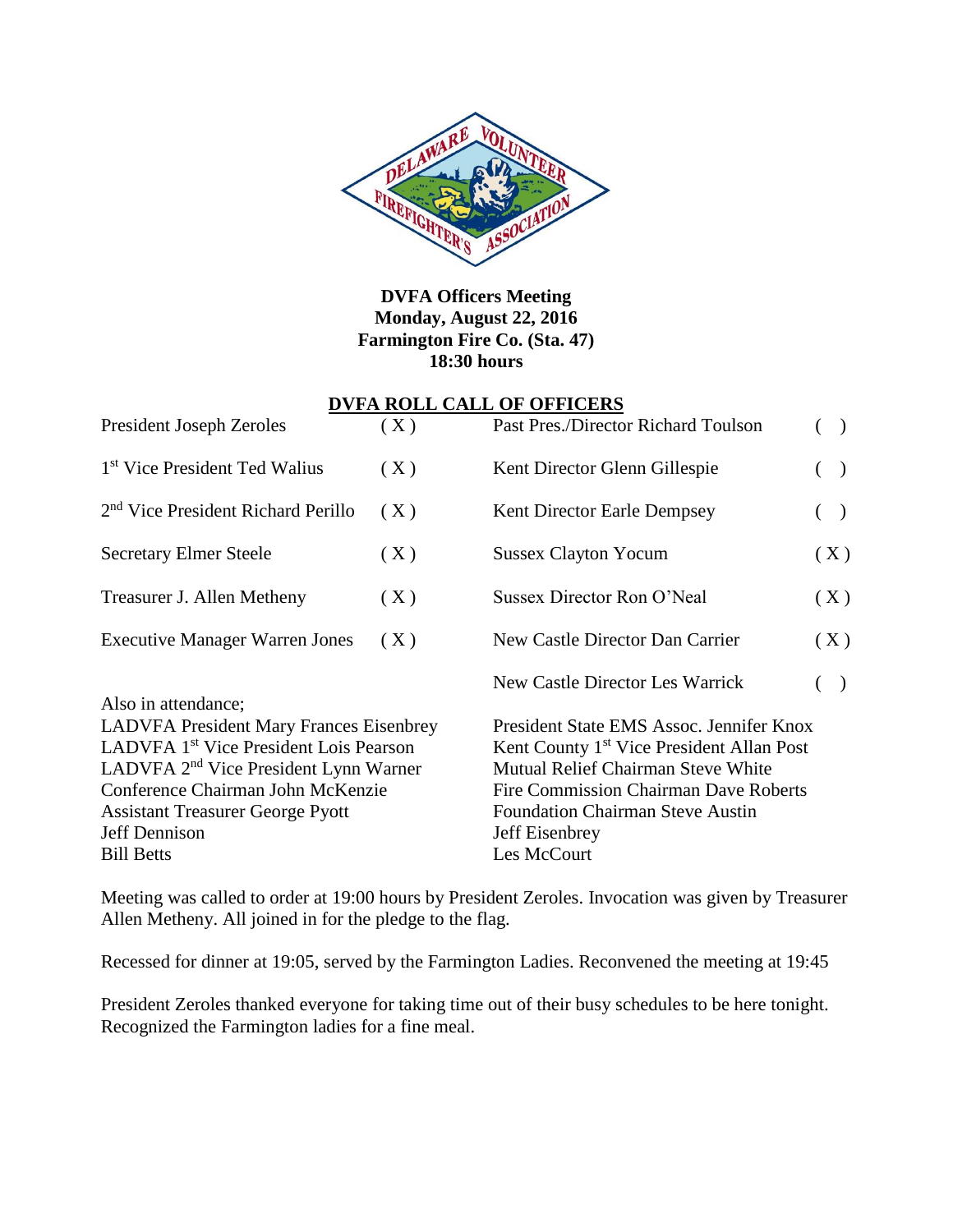**DVFA Officers Meeting**
**Monday, August 22, 2016**
**Farmington Fire Co. (Sta. 47)**
**18:30 hours**

## DVFA ROLL CALL OF OFFICERS

| | | | |
|---|---|---|---|
| President Joseph Zeroles | ( X ) | Past Pres./Director Richard Toulson | ( ) |
| 1st Vice President Ted Walius | ( X ) | Kent Director Glenn Gillespie | ( ) |
| 2nd Vice President Richard Perillo | ( X ) | Kent Director Earle Dempsey | ( ) |
| Secretary Elmer Steele | ( X ) | Sussex Clayton Yocum | ( X ) |
| Treasurer J. Allen Metheny | ( X ) | Sussex Director Ron O'Neal | ( X ) |
| Executive Manager Warren Jones | ( X ) | New Castle Director Dan Carrier | ( X ) |
| | | New Castle Director Les Warrick | ( ) |

Also in attendance;

LADVFA President Mary Frances Eisenbrey
LADVFA 1st Vice President Lois Pearson
LADVFA 2nd Vice President Lynn Warner
Conference Chairman John McKenzie
Assistant Treasurer George Pyott
Jeff Dennison
Bill Betts
President State EMS Assoc. Jennifer Knox
Kent County 1st Vice President Allan Post
Mutual Relief Chairman Steve White
Fire Commission Chairman Dave Roberts
Foundation Chairman Steve Austin
Jeff Eisenbrey
Les McCourt

Meeting was called to order at 19:00 hours by President Zeroles. Invocation was given by Treasurer Allen Metheny. All joined in for the pledge to the flag.

Recessed for dinner at 19:05, served by the Farmington Ladies. Reconvened the meeting at 19:45

President Zeroles thanked everyone for taking time out of their busy schedules to be here tonight. Recognized the Farmington ladies for a fine meal.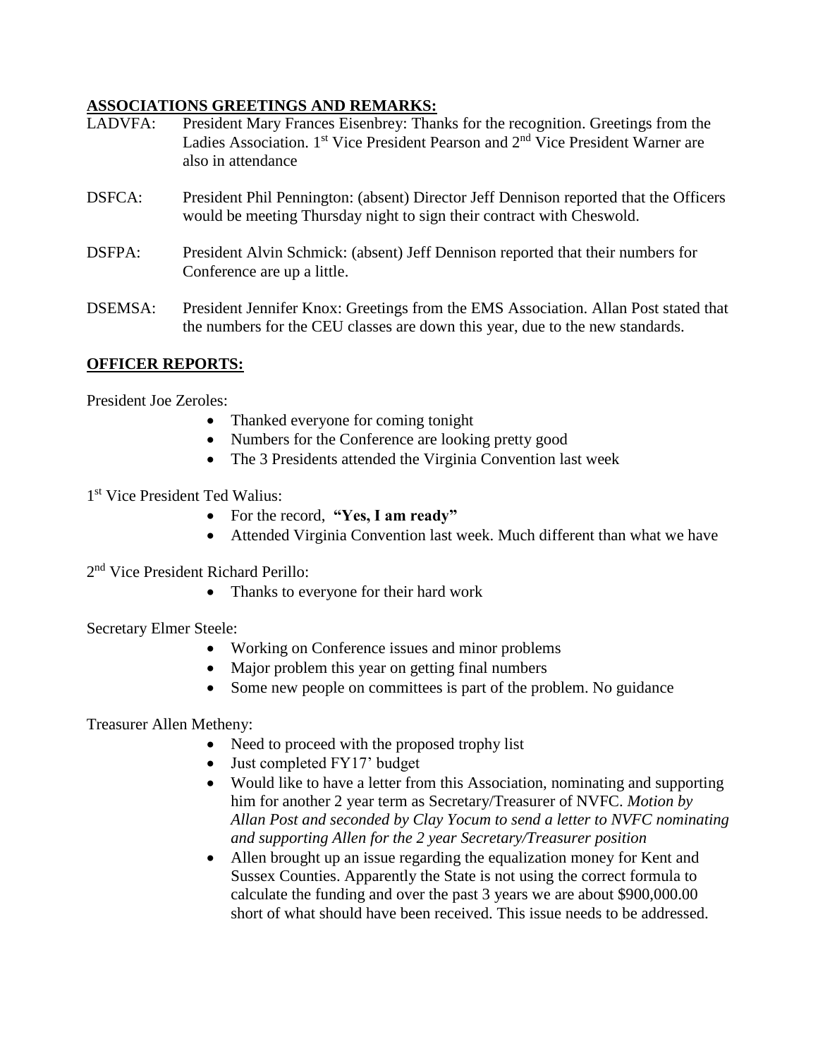## ASSOCIATIONS GREETINGS AND REMARKS:

LADVFA: President Mary Frances Eisenbrey: Thanks for the recognition. Greetings from the Ladies Association. 1st Vice President Pearson and 2nd Vice President Warner are also in attendance

DSFCA: President Phil Pennington: (absent) Director Jeff Dennison reported that the Officers would be meeting Thursday night to sign their contract with Cheswold.

DSFPA: President Alvin Schmick: (absent) Jeff Dennison reported that their numbers for Conference are up a little.

DSEMSA: President Jennifer Knox: Greetings from the EMS Association. Allan Post stated that the numbers for the CEU classes are down this year, due to the new standards.

## OFFICER REPORTS:

President Joe Zeroles:

- Thanked everyone for coming tonight
- Numbers for the Conference are looking pretty good
- The 3 Presidents attended the Virginia Convention last week

1st Vice President Ted Walius:

- For the record, **"Yes, I am ready"**
- Attended Virginia Convention last week. Much different than what we have

2nd Vice President Richard Perillo:

- Thanks to everyone for their hard work

Secretary Elmer Steele:

- Working on Conference issues and minor problems
- Major problem this year on getting final numbers
- Some new people on committees is part of the problem. No guidance

Treasurer Allen Metheny:

- Need to proceed with the proposed trophy list
- Just completed FY17' budget
- Would like to have a letter from this Association, nominating and supporting him for another 2 year term as Secretary/Treasurer of NVFC. *Motion by Allan Post and seconded by Clay Yocum to send a letter to NVFC nominating and supporting Allen for the 2 year Secretary/Treasurer position*
- Allen brought up an issue regarding the equalization money for Kent and Sussex Counties. Apparently the State is not using the correct formula to calculate the funding and over the past 3 years we are about $900,000.00 short of what should have been received. This issue needs to be addressed.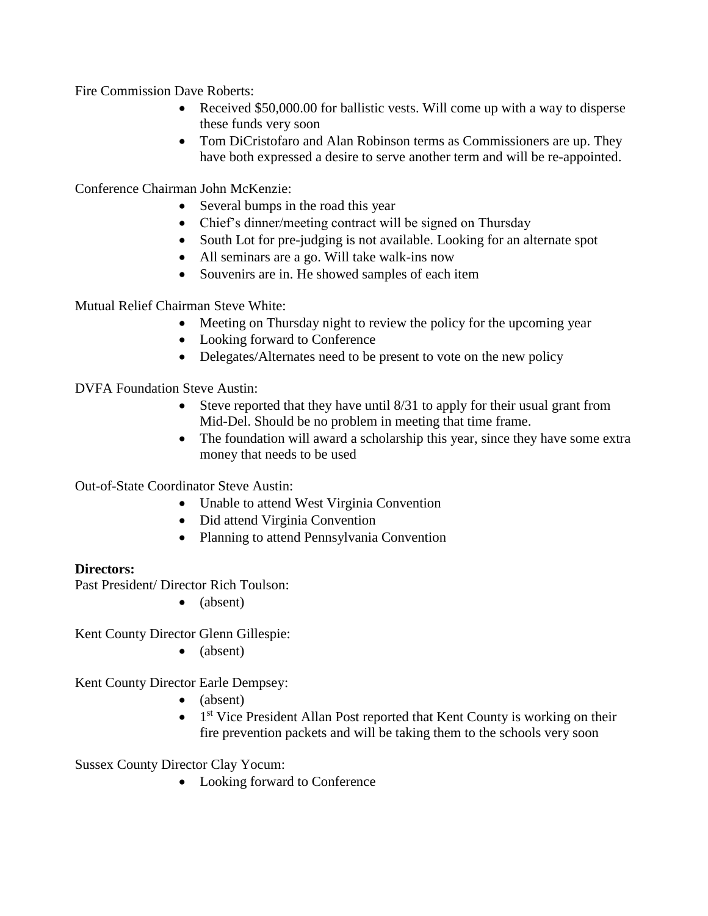Fire Commission Dave Roberts:

- Received $50,000.00 for ballistic vests. Will come up with a way to disperse these funds very soon
- Tom DiCristofaro and Alan Robinson terms as Commissioners are up. They have both expressed a desire to serve another term and will be re-appointed.

Conference Chairman John McKenzie:

- Several bumps in the road this year
- Chief's dinner/meeting contract will be signed on Thursday
- South Lot for pre-judging is not available. Looking for an alternate spot
- All seminars are a go. Will take walk-ins now
- Souvenirs are in. He showed samples of each item

Mutual Relief Chairman Steve White:

- Meeting on Thursday night to review the policy for the upcoming year
- Looking forward to Conference
- Delegates/Alternates need to be present to vote on the new policy

DVFA Foundation Steve Austin:

- Steve reported that they have until 8/31 to apply for their usual grant from Mid-Del. Should be no problem in meeting that time frame.
- The foundation will award a scholarship this year, since they have some extra money that needs to be used

Out-of-State Coordinator Steve Austin:

- Unable to attend West Virginia Convention
- Did attend Virginia Convention
- Planning to attend Pennsylvania Convention

**Directors:**

Past President/ Director Rich Toulson:

- (absent)

Kent County Director Glenn Gillespie:

- (absent)

Kent County Director Earle Dempsey:

- (absent)
- 1st Vice President Allan Post reported that Kent County is working on their fire prevention packets and will be taking them to the schools very soon

Sussex County Director Clay Yocum:

- Looking forward to Conference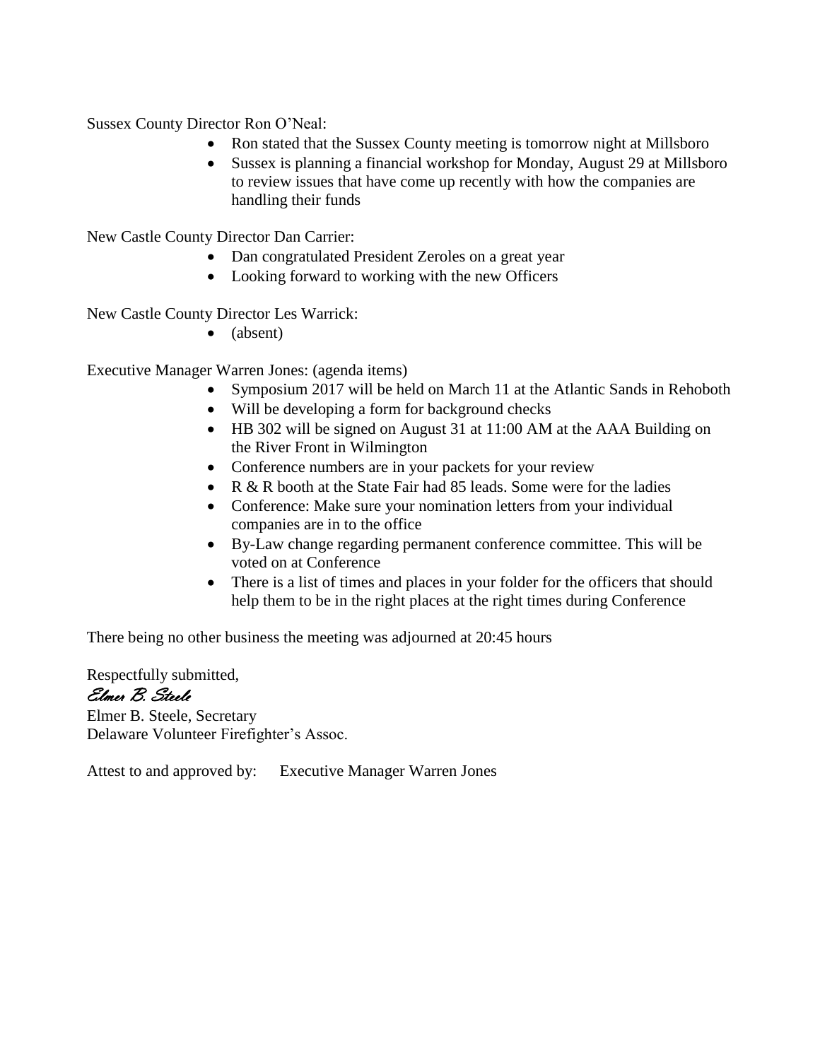Sussex County Director Ron O'Neal:

- Ron stated that the Sussex County meeting is tomorrow night at Millsboro
- Sussex is planning a financial workshop for Monday, August 29 at Millsboro to review issues that have come up recently with how the companies are handling their funds

New Castle County Director Dan Carrier:

- Dan congratulated President Zeroles on a great year
- Looking forward to working with the new Officers

New Castle County Director Les Warrick:

- (absent)

Executive Manager Warren Jones: (agenda items)

- Symposium 2017 will be held on March 11 at the Atlantic Sands in Rehoboth
- Will be developing a form for background checks
- HB 302 will be signed on August 31 at 11:00 AM at the AAA Building on the River Front in Wilmington
- Conference numbers are in your packets for your review
- R & R booth at the State Fair had 85 leads. Some were for the ladies
- Conference: Make sure your nomination letters from your individual companies are in to the office
- By-Law change regarding permanent conference committee. This will be voted on at Conference
- There is a list of times and places in your folder for the officers that should help them to be in the right places at the right times during Conference

There being no other business the meeting was adjourned at 20:45 hours

Respectfully submitted,

*Elmer B. Steele*

Elmer B. Steele, Secretary
Delaware Volunteer Firefighter's Assoc.

Attest to and approved by: Executive Manager Warren Jones